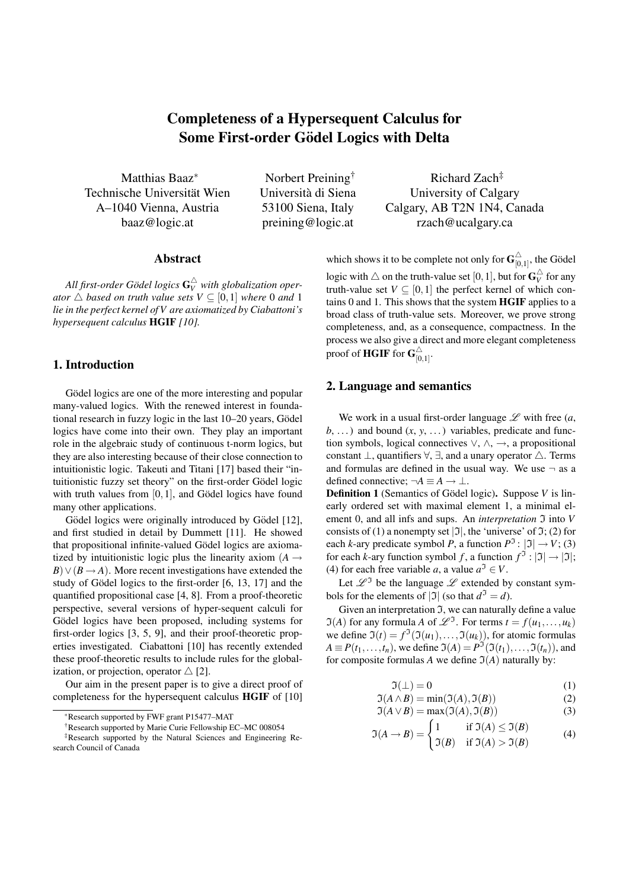# Completeness of a Hypersequent Calculus for Some First-order Gödel Logics with Delta

Matthias Baaz[*]
Technische Universität Wien
A–1040 Vienna, Austria
baaz@logic.at

Norbert Preining[†]
Università di Siena
53100 Siena, Italy
preining@logic.at

Richard Zach[‡]
University of Calgary
Calgary, AB T2N 1N4, Canada
rzach@ucalgary.ca

## Abstract

*All first-order Gödel logics $\mathbf{G}_V^\triangle$ with globalization operator $\triangle$ based on truth value sets $V \subseteq [0,1]$ where 0 and 1 lie in the perfect kernel of $V$ are axiomatized by Ciabattoni's hypersequent calculus* **HGIF** *[10].*

## 1. Introduction

Gödel logics are one of the more interesting and popular many-valued logics. With the renewed interest in foundational research in fuzzy logic in the last 10–20 years, Gödel logics have come into their own. They play an important role in the algebraic study of continuous t-norm logics, but they are also interesting because of their close connection to intuitionistic logic. Takeuti and Titani [17] based their "intuitionistic fuzzy set theory" on the first-order Gödel logic with truth values from $[0,1]$, and Gödel logics have found many other applications.

Gödel logics were originally introduced by Gödel [12], and first studied in detail by Dummett [11]. He showed that propositional infinite-valued Gödel logics are axiomatized by intuitionistic logic plus the linearity axiom $(A \to B) \vee (B \to A)$. More recent investigations have extended the study of Gödel logics to the first-order [6, 13, 17] and the quantified propositional case [4, 8]. From a proof-theoretic perspective, several versions of hyper-sequent calculi for Gödel logics have been proposed, including systems for first-order logics [3, 5, 9], and their proof-theoretic properties investigated. Ciabattoni [10] has recently extended these proof-theoretic results to include rules for the globalization, or projection, operator $\triangle$ [2].

Our aim in the present paper is to give a direct proof of completeness for the hypersequent calculus **HGIF** of [10] which shows it to be complete not only for $\mathbf{G}_{[0,1]}^\triangle$, the Gödel logic with $\triangle$ on the truth-value set $[0,1]$, but for $\mathbf{G}_V^\triangle$ for any truth-value set $V \subseteq [0,1]$ the perfect kernel of which contains 0 and 1. This shows that the system **HGIF** applies to a broad class of truth-value sets. Moreover, we prove strong completeness, and, as a consequence, compactness. In the process we also give a direct and more elegant completeness proof of **HGIF** for $\mathbf{G}_{[0,1]}^\triangle$.

## 2. Language and semantics

We work in a usual first-order language $\mathscr{L}$ with free ($a$, $b$, ...) and bound ($x$, $y$, ...) variables, predicate and function symbols, logical connectives $\vee$, $\wedge$, $\to$, a propositional constant $\bot$, quantifiers $\forall$, $\exists$, and a unary operator $\triangle$. Terms and formulas are defined in the usual way. We use $\neg$ as a defined connective; $\neg A \equiv A \to \bot$.

**Definition 1** (Semantics of Gödel logic)**.** Suppose $V$ is linearly ordered set with maximal element 1, a minimal element 0, and all infs and sups. An *interpretation* $\mathfrak{I}$ into $V$ consists of (1) a nonempty set $|\mathfrak{I}|$, the 'universe' of $\mathfrak{I}$; (2) for each $k$-ary predicate symbol $P$, a function $P^\mathfrak{I} \colon |\mathfrak{I}| \to V$; (3) for each $k$-ary function symbol $f$, a function $f^\mathfrak{I} : |\mathfrak{I}| \to |\mathfrak{I}|$; (4) for each free variable $a$, a value $a^\mathfrak{I} \in V$.

Let $\mathscr{L}^\mathfrak{I}$ be the language $\mathscr{L}$ extended by constant symbols for the elements of $|\mathfrak{I}|$ (so that $d^\mathfrak{I} = d$).

Given an interpretation $\mathfrak{I}$, we can naturally define a value $\mathfrak{I}(A)$ for any formula $A$ of $\mathscr{L}^\mathfrak{I}$. For terms $t = f(u_1, \ldots, u_k)$ we define $\mathfrak{I}(t) = f^\mathfrak{I}(\mathfrak{I}(u_1), \ldots, \mathfrak{I}(u_k))$, for atomic formulas $A \equiv P(t_1, \ldots, t_n)$, we define $\mathfrak{I}(A) = P^\mathfrak{I}(\mathfrak{I}(t_1), \ldots, \mathfrak{I}(t_n))$, and for composite formulas $A$ we define $\mathfrak{I}(A)$ naturally by:

$$\mathfrak{I}(\bot) = 0 \tag{1}$$

$$\mathfrak{I}(A \wedge B) = \min(\mathfrak{I}(A), \mathfrak{I}(B)) \tag{2}$$

$$\mathfrak{I}(A \vee B) = \max(\mathfrak{I}(A), \mathfrak{I}(B)) \tag{3}$$

$$\mathfrak{I}(A \to B) = \begin{cases} 1 & \text{if } \mathfrak{I}(A) \leq \mathfrak{I}(B) \\ \mathfrak{I}(B) & \text{if } \mathfrak{I}(A) > \mathfrak{I}(B) \end{cases} \tag{4}$$

---

[*] Research supported by FWF grant P15477–MAT

[†] Research supported by Marie Curie Fellowship EC–MC 008054

[‡] Research supported by the Natural Sciences and Engineering Research Council of Canada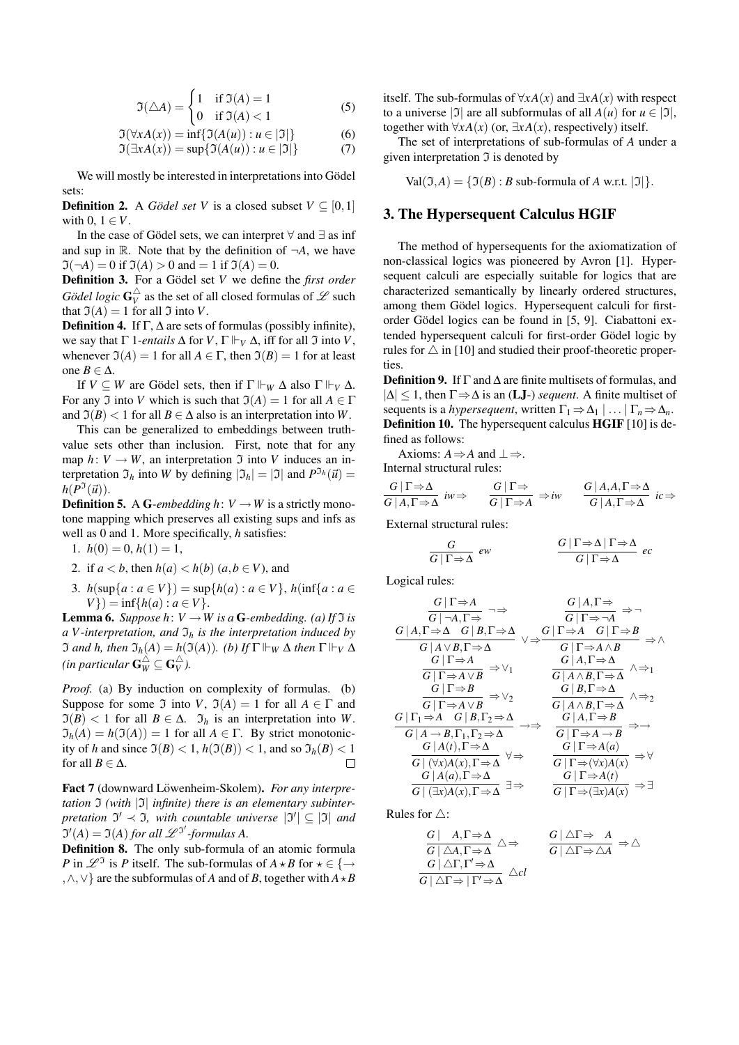$$\mathfrak{I}(\triangle A) = \begin{cases} 1 & \text{if } \mathfrak{I}(A) = 1 \\ 0 & \text{if } \mathfrak{I}(A) < 1 \end{cases} \tag{5}$$

$$\mathfrak{I}(\forall x A(x)) = \inf\{\mathfrak{I}(A(u)) : u \in |\mathfrak{I}|\} \tag{6}$$

$$\mathfrak{I}(\exists x A(x)) = \sup\{\mathfrak{I}(A(u)) : u \in |\mathfrak{I}|\} \tag{7}$$

We will mostly be interested in interpretations into Gödel sets:

**Definition 2.** A *Gödel set* $V$ is a closed subset $V \subseteq [0,1]$ with $0, 1 \in V$.

In the case of Gödel sets, we can interpret $\forall$ and $\exists$ as inf and sup in $\mathbb{R}$. Note that by the definition of $\neg A$, we have $\mathfrak{I}(\neg A) = 0$ if $\mathfrak{I}(A) > 0$ and $= 1$ if $\mathfrak{I}(A) = 0$.

**Definition 3.** For a Gödel set $V$ we define the *first order Gödel logic* $\mathbf{G}_V^\triangle$ as the set of all closed formulas of $\mathscr{L}$ such that $\mathfrak{I}(A) = 1$ for all $\mathfrak{I}$ into $V$.

**Definition 4.** If $\Gamma, \Delta$ are sets of formulas (possibly infinite), we say that $\Gamma$ *1-entails* $\Delta$ for $V$, $\Gamma \Vdash_V \Delta$, iff for all $\mathfrak{I}$ into $V$, whenever $\mathfrak{I}(A) = 1$ for all $A \in \Gamma$, then $\mathfrak{I}(B) = 1$ for at least one $B \in \Delta$.

If $V \subseteq W$ are Gödel sets, then if $\Gamma \Vdash_W \Delta$ also $\Gamma \Vdash_V \Delta$. For any $\mathfrak{I}$ into $V$ which is such that $\mathfrak{I}(A) = 1$ for all $A \in \Gamma$ and $\mathfrak{I}(B) < 1$ for all $B \in \Delta$ also is an interpretation into $W$.

This can be generalized to embeddings between truth-value sets other than inclusion. First, note that for any map $h: V \to W$, an interpretation $\mathfrak{I}$ into $V$ induces an interpretation $\mathfrak{I}_h$ into $W$ by defining $|\mathfrak{I}_h| = |\mathfrak{I}|$ and $P^{\mathfrak{I}_h}(\vec{u}) = h(P^{\mathfrak{I}}(\vec{u}))$.

**Definition 5.** A $\mathbf{G}$*-embedding* $h: V \to W$ is a strictly monotone mapping which preserves all existing sups and infs as well as 0 and 1. More specifically, $h$ satisfies:

1. $h(0) = 0$, $h(1) = 1$,
2. if $a < b$, then $h(a) < h(b)$ ($a, b \in V$), and
3. $h(\sup\{a : a \in V\}) = \sup\{h(a) : a \in V\}$, $h(\inf\{a : a \in V\}) = \inf\{h(a) : a \in V\}$.

**Lemma 6.** *Suppose $h: V \to W$ is a $\mathbf{G}$-embedding. (a) If $\mathfrak{I}$ is a $V$-interpretation, and $\mathfrak{I}_h$ is the interpretation induced by $\mathfrak{I}$ and $h$, then $\mathfrak{I}_h(A) = h(\mathfrak{I}(A))$. (b) If $\Gamma \Vdash_W \Delta$ then $\Gamma \Vdash_V \Delta$ (in particular $\mathbf{G}_W^\triangle \subseteq \mathbf{G}_V^\triangle$).*

*Proof.* (a) By induction on complexity of formulas. (b) Suppose for some $\mathfrak{I}$ into $V$, $\mathfrak{I}(A) = 1$ for all $A \in \Gamma$ and $\mathfrak{I}(B) < 1$ for all $B \in \Delta$. $\mathfrak{I}_h$ is an interpretation into $W$. $\mathfrak{I}_h(A) = h(\mathfrak{I}(A)) = 1$ for all $A \in \Gamma$. By strict monotonicity of $h$ and since $\mathfrak{I}(B) < 1$, $h(\mathfrak{I}(B)) < 1$, and so $\mathfrak{I}_h(B) < 1$ for all $B \in \Delta$. ◻

**Fact 7** (downward Löwenheim-Skolem)**.** *For any interpretation $\mathfrak{I}$ (with $|\mathfrak{I}|$ infinite) there is an elementary subinterpretation $\mathfrak{I}' \prec \mathfrak{I}$, with countable universe $|\mathfrak{I}'| \subseteq |\mathfrak{I}|$ and $\mathfrak{I}'(A) = \mathfrak{I}(A)$ for all $\mathscr{L}^{\mathfrak{I}'}$-formulas $A$.*

**Definition 8.** The only sub-formula of an atomic formula $P$ in $\mathscr{L}^{\mathfrak{I}}$ is $P$ itself. The sub-formulas of $A \star B$ for $\star \in \{\to, \wedge, \vee\}$ are the subformulas of $A$ and of $B$, together with $A \star B$ itself. The sub-formulas of $\forall x A(x)$ and $\exists x A(x)$ with respect to a universe $|\mathfrak{I}|$ are all subformulas of all $A(u)$ for $u \in |\mathfrak{I}|$, together with $\forall x A(x)$ (or, $\exists x A(x)$, respectively) itself.

The set of interpretations of sub-formulas of $A$ under a given interpretation $\mathfrak{I}$ is denoted by

$$\mathrm{Val}(\mathfrak{I}, A) = \{\mathfrak{I}(B) : B \text{ sub-formula of } A \text{ w.r.t. } |\mathfrak{I}|\}.$$

## 3. The Hypersequent Calculus HGIF

The method of hypersequents for the axiomatization of non-classical logics was pioneered by Avron [1]. Hypersequent calculi are especially suitable for logics that are characterized semantically by linearly ordered structures, among them Gödel logics. Hypersequent calculi for first-order Gödel logics can be found in [5, 9]. Ciabattoni extended hypersequent calculi for first-order Gödel logic by rules for $\triangle$ in [10] and studied their proof-theoretic properties.

**Definition 9.** If $\Gamma$ and $\Delta$ are finite multisets of formulas, and $|\Delta| \leq 1$, then $\Gamma \Rightarrow \Delta$ is an (**LJ**-) *sequent*. A finite multiset of sequents is a *hypersequent*, written $\Gamma_1 \Rightarrow \Delta_1 \mid \ldots \mid \Gamma_n \Rightarrow \Delta_n$.

**Definition 10.** The hypersequent calculus **HGIF** [10] is defined as follows:

Axioms: $A \Rightarrow A$ and $\bot \Rightarrow$.

Internal structural rules:

$$\frac{G \mid \Gamma \Rightarrow \Delta}{G \mid A, \Gamma \Rightarrow \Delta}\ iw\!\Rightarrow \qquad \frac{G \mid \Gamma \Rightarrow}{G \mid \Gamma \Rightarrow A}\ \Rightarrow\! iw \qquad \frac{G \mid A, A, \Gamma \Rightarrow \Delta}{G \mid A, \Gamma \Rightarrow \Delta}\ ic\!\Rightarrow$$

External structural rules:

$$\frac{G}{G \mid \Gamma \Rightarrow \Delta}\ ew \qquad \frac{G \mid \Gamma \Rightarrow \Delta \mid \Gamma \Rightarrow \Delta}{G \mid \Gamma \Rightarrow \Delta}\ ec$$

Logical rules:

$$\frac{G \mid \Gamma \Rightarrow A}{G \mid \neg A, \Gamma \Rightarrow}\ \neg\!\Rightarrow \qquad \frac{G \mid A, \Gamma \Rightarrow}{G \mid \Gamma \Rightarrow \neg A}\ \Rightarrow\!\neg$$

$$\frac{G \mid A, \Gamma \Rightarrow \Delta \quad G \mid B, \Gamma \Rightarrow \Delta}{G \mid A \vee B, \Gamma \Rightarrow \Delta}\ \vee\!\Rightarrow \qquad \frac{G \mid \Gamma \Rightarrow A \quad G \mid \Gamma \Rightarrow B}{G \mid \Gamma \Rightarrow A \wedge B}\ \Rightarrow\!\wedge$$

$$\frac{G \mid \Gamma \Rightarrow A}{G \mid \Gamma \Rightarrow A \vee B}\ \Rightarrow\!\vee_1 \qquad \frac{G \mid A, \Gamma \Rightarrow \Delta}{G \mid A \wedge B, \Gamma \Rightarrow \Delta}\ \wedge\!\Rightarrow_1$$

$$\frac{G \mid \Gamma \Rightarrow B}{G \mid \Gamma \Rightarrow A \vee B}\ \Rightarrow\!\vee_2 \qquad \frac{G \mid B, \Gamma \Rightarrow \Delta}{G \mid A \wedge B, \Gamma \Rightarrow \Delta}\ \wedge\!\Rightarrow_2$$

$$\frac{G \mid \Gamma_1 \Rightarrow A \quad G \mid B, \Gamma_2 \Rightarrow \Delta}{G \mid A \to B, \Gamma_1, \Gamma_2 \Rightarrow \Delta}\ \to\!\Rightarrow \qquad \frac{G \mid A, \Gamma \Rightarrow B}{G \mid \Gamma \Rightarrow A \to B}\ \Rightarrow\!\to$$

$$\frac{G \mid A(t), \Gamma \Rightarrow \Delta}{G \mid (\forall x) A(x), \Gamma \Rightarrow \Delta}\ \forall\!\Rightarrow \qquad \frac{G \mid \Gamma \Rightarrow A(a)}{G \mid \Gamma \Rightarrow (\forall x) A(x)}\ \Rightarrow\!\forall$$

$$\frac{G \mid A(a), \Gamma \Rightarrow \Delta}{G \mid (\exists x) A(x), \Gamma \Rightarrow \Delta}\ \exists\!\Rightarrow \qquad \frac{G \mid \Gamma \Rightarrow A(t)}{G \mid \Gamma \Rightarrow (\exists x) A(x)}\ \Rightarrow\!\exists$$

Rules for $\triangle$:

$$\frac{G \mid A, \Gamma \Rightarrow \Delta}{G \mid \triangle A, \Gamma \Rightarrow \Delta}\ \triangle\!\Rightarrow \qquad \frac{G \mid \triangle\Gamma \Rightarrow A}{G \mid \triangle\Gamma \Rightarrow \triangle A}\ \Rightarrow\!\triangle$$

$$\frac{G \mid \triangle\Gamma, \Gamma' \Rightarrow \Delta}{G \mid \triangle\Gamma \Rightarrow \mid \Gamma' \Rightarrow \Delta}\ \triangle cl$$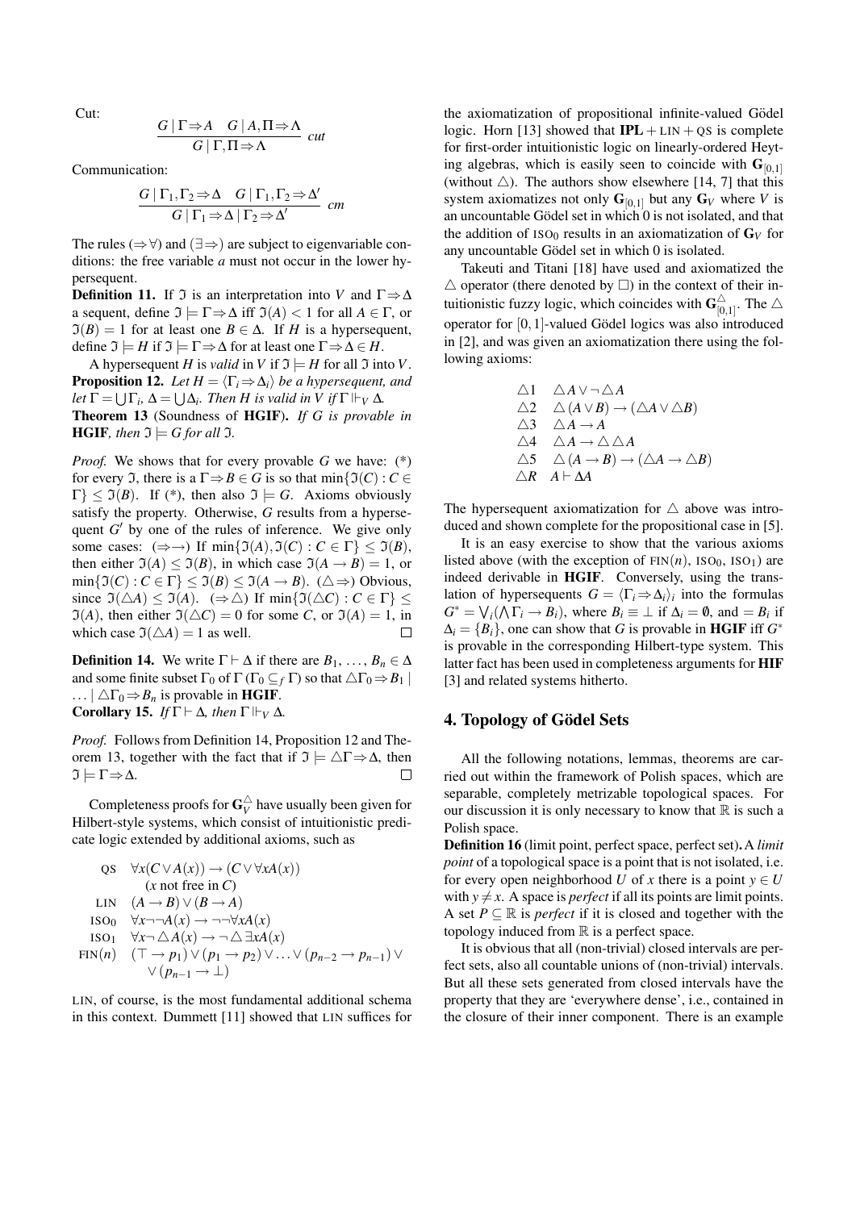Cut:

$$\frac{G \mid \Gamma \Rightarrow A \quad G \mid A, \Pi \Rightarrow \Lambda}{G \mid \Gamma, \Pi \Rightarrow \Lambda}\ cut$$

Communication:

$$\frac{G \mid \Gamma_1, \Gamma_2 \Rightarrow \Delta \quad G \mid \Gamma_1, \Gamma_2 \Rightarrow \Delta'}{G \mid \Gamma_1 \Rightarrow \Delta \mid \Gamma_2 \Rightarrow \Delta'}\ cm$$

The rules $(\Rightarrow\forall)$ and $(\exists\Rightarrow)$ are subject to eigenvariable conditions: the free variable $a$ must not occur in the lower hypersequent.

**Definition 11.** If $\mathfrak{I}$ is an interpretation into $V$ and $\Gamma \Rightarrow \Delta$ a sequent, define $\mathfrak{I} \models \Gamma \Rightarrow \Delta$ iff $\mathfrak{I}(A) < 1$ for all $A \in \Gamma$, or $\mathfrak{I}(B) = 1$ for at least one $B \in \Delta$. If $H$ is a hypersequent, define $\mathfrak{I} \models H$ if $\mathfrak{I} \models \Gamma \Rightarrow \Delta$ for at least one $\Gamma \Rightarrow \Delta \in H$.

A hypersequent $H$ is *valid* in $V$ if $\mathfrak{I} \models H$ for all $\mathfrak{I}$ into $V$.

**Proposition 12.** *Let $H = \langle \Gamma_i \Rightarrow \Delta_i \rangle$ be a hypersequent, and let $\Gamma = \bigcup \Gamma_i$, $\Delta = \bigcup \Delta_i$. Then $H$ is valid in $V$ if $\Gamma \Vdash_V \Delta$.*

**Theorem 13** (Soundness of **HGIF**). *If $G$ is provable in* **HGIF**, *then $\mathfrak{I} \models G$ for all $\mathfrak{I}$.*

*Proof.* We shows that for every provable $G$ we have: (*) for every $\mathfrak{I}$, there is a $\Gamma \Rightarrow B \in G$ is so that $\min\{\mathfrak{I}(C) : C \in \Gamma\} \leq \mathfrak{I}(B)$. If (*), then also $\mathfrak{I} \models G$. Axioms obviously satisfy the property. Otherwise, $G$ results from a hypersequent $G'$ by one of the rules of inference. We give only some cases: $(\Rightarrow\rightarrow)$ If $\min\{\mathfrak{I}(A), \mathfrak{I}(C) : C \in \Gamma\} \leq \mathfrak{I}(B)$, then either $\mathfrak{I}(A) \leq \mathfrak{I}(B)$, in which case $\mathfrak{I}(A \rightarrow B) = 1$, or $\min\{\mathfrak{I}(C) : C \in \Gamma\} \leq \mathfrak{I}(B) \leq \mathfrak{I}(A \rightarrow B)$. $(\triangle\Rightarrow)$ Obvious, since $\mathfrak{I}(\triangle A) \leq \mathfrak{I}(A)$. $(\Rightarrow\triangle)$ If $\min\{\mathfrak{I}(\triangle C) : C \in \Gamma\} \leq \mathfrak{I}(A)$, then either $\mathfrak{I}(\triangle C) = 0$ for some $C$, or $\mathfrak{I}(A) = 1$, in which case $\mathfrak{I}(\triangle A) = 1$ as well. $\square$

**Definition 14.** We write $\Gamma \vdash \Delta$ if there are $B_1, \ldots, B_n \in \Delta$ and some finite subset $\Gamma_0$ of $\Gamma$ ($\Gamma_0 \subseteq_f \Gamma$) so that $\triangle\Gamma_0 \Rightarrow B_1 \mid \ldots \mid \triangle\Gamma_0 \Rightarrow B_n$ is provable in **HGIF**.

**Corollary 15.** *If $\Gamma \vdash \Delta$, then $\Gamma \Vdash_V \Delta$.*

*Proof.* Follows from Definition 14, Proposition 12 and Theorem 13, together with the fact that if $\mathfrak{I} \models \triangle\Gamma \Rightarrow \Delta$, then $\mathfrak{I} \models \Gamma \Rightarrow \Delta$. $\square$

Completeness proofs for $\mathbf{G}_V^\triangle$ have usually been given for Hilbert-style systems, which consist of intuitionistic predicate logic extended by additional axioms, such as

- QS $\quad \forall x(C \vee A(x)) \rightarrow (C \vee \forall x A(x))$ ($x$ not free in $C$)
- LIN $\quad (A \rightarrow B) \vee (B \rightarrow A)$
- ISO$_0$ $\quad \forall x \neg\neg A(x) \rightarrow \neg\neg\forall x A(x)$
- ISO$_1$ $\quad \forall x \neg \triangle A(x) \rightarrow \neg \triangle \exists x A(x)$
- FIN$(n)$ $\quad (\top \rightarrow p_1) \vee (p_1 \rightarrow p_2) \vee \ldots \vee (p_{n-2} \rightarrow p_{n-1}) \vee \vee (p_{n-1} \rightarrow \bot)$

LIN, of course, is the most fundamental additional schema in this context. Dummett [11] showed that LIN suffices for the axiomatization of propositional infinite-valued Gödel logic. Horn [13] showed that $\mathbf{IPL}$ + LIN + QS is complete for first-order intuitionistic logic on linearly-ordered Heyting algebras, which is easily seen to coincide with $\mathbf{G}_{[0,1]}$ (without $\triangle$). The authors show elsewhere [14, 7] that this system axiomatizes not only $\mathbf{G}_{[0,1]}$ but any $\mathbf{G}_V$ where $V$ is an uncountable Gödel set in which 0 is not isolated, and that the addition of ISO$_0$ results in an axiomatization of $\mathbf{G}_V$ for any uncountable Gödel set in which 0 is isolated.

Takeuti and Titani [18] have used and axiomatized the $\triangle$ operator (there denoted by $\Box$) in the context of their intuitionistic fuzzy logic, which coincides with $\mathbf{G}_{[0,1]}^\triangle$. The $\triangle$ operator for $[0,1]$-valued Gödel logics was also introduced in [2], and was given an axiomatization there using the following axioms:

- $\triangle 1 \quad \triangle A \vee \neg \triangle A$
- $\triangle 2 \quad \triangle(A \vee B) \rightarrow (\triangle A \vee \triangle B)$
- $\triangle 3 \quad \triangle A \rightarrow A$
- $\triangle 4 \quad \triangle A \rightarrow \triangle\triangle A$
- $\triangle 5 \quad \triangle(A \rightarrow B) \rightarrow (\triangle A \rightarrow \triangle B)$
- $\triangle R \quad A \vdash \Delta A$

The hypersequent axiomatization for $\triangle$ above was introduced and shown complete for the propositional case in [5].

It is an easy exercise to show that the various axioms listed above (with the exception of FIN$(n)$, ISO$_0$, ISO$_1$) are indeed derivable in **HGIF**. Conversely, using the translation of hypersequents $G = \langle \Gamma_i \Rightarrow \Delta_i \rangle_i$ into the formulas $G^* = \bigvee_i(\bigwedge \Gamma_i \rightarrow B_i)$, where $B_i \equiv \bot$ if $\Delta_i = \emptyset$, and $= B_i$ if $\Delta_i = \{B_i\}$, one can show that $G$ is provable in **HGIF** iff $G^*$ is provable in the corresponding Hilbert-type system. This latter fact has been used in completeness arguments for **HIF** [3] and related systems hitherto.

## 4. Topology of Gödel Sets

All the following notations, lemmas, theorems are carried out within the framework of Polish spaces, which are separable, completely metrizable topological spaces. For our discussion it is only necessary to know that $\mathbb{R}$ is such a Polish space.

**Definition 16** (limit point, perfect space, perfect set)**.** A *limit point* of a topological space is a point that is not isolated, i.e. for every open neighborhood $U$ of $x$ there is a point $y \in U$ with $y \neq x$. A space is *perfect* if all its points are limit points. A set $P \subseteq \mathbb{R}$ is *perfect* if it is closed and together with the topology induced from $\mathbb{R}$ is a perfect space.

It is obvious that all (non-trivial) closed intervals are perfect sets, also all countable unions of (non-trivial) intervals. But all these sets generated from closed intervals have the property that they are 'everywhere dense', i.e., contained in the closure of their inner component. There is an example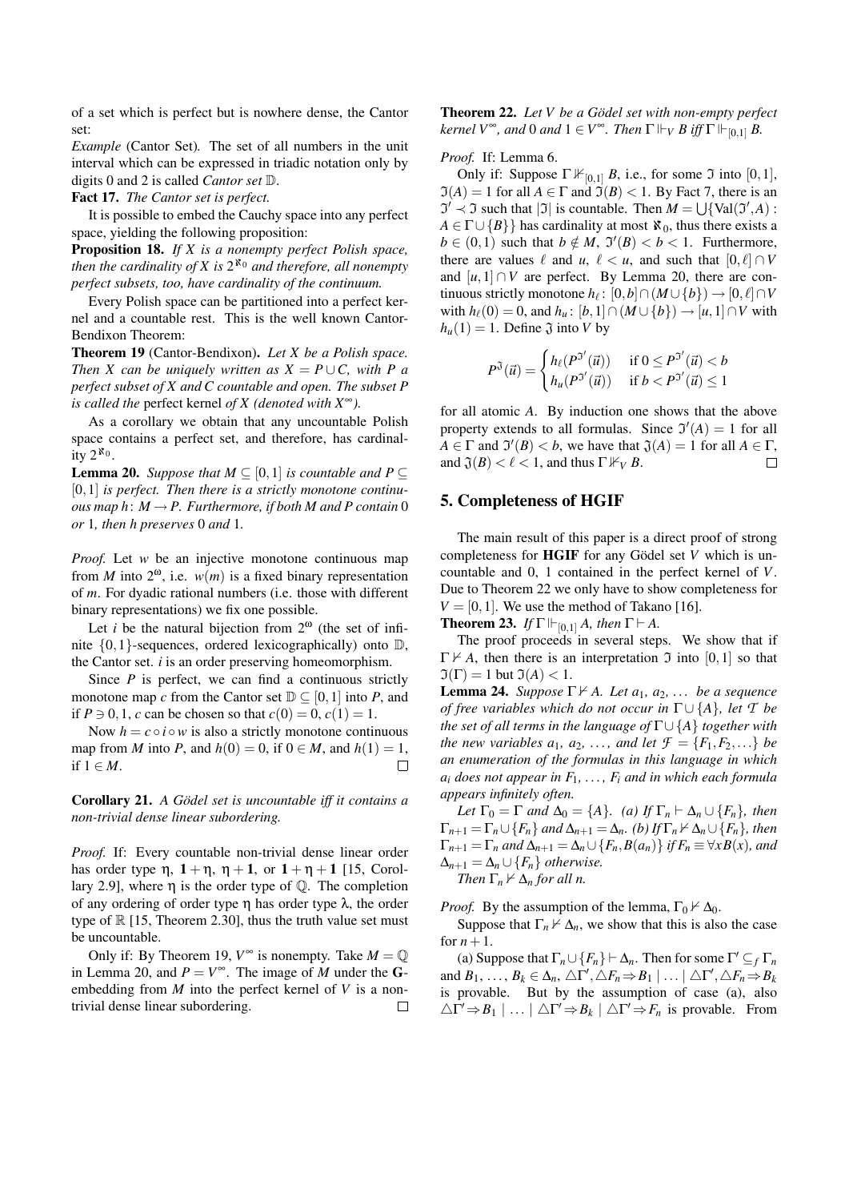of a set which is perfect but is nowhere dense, the Cantor set:

*Example* (Cantor Set)*.* The set of all numbers in the unit interval which can be expressed in triadic notation only by digits 0 and 2 is called *Cantor set* $\mathbb{D}$.

**Fact 17.** *The Cantor set is perfect.*

It is possible to embed the Cauchy space into any perfect space, yielding the following proposition:

**Proposition 18.** *If $X$ is a nonempty perfect Polish space, then the cardinality of $X$ is $2^{\aleph_0}$ and therefore, all nonempty perfect subsets, too, have cardinality of the continuum.*

Every Polish space can be partitioned into a perfect kernel and a countable rest. This is the well known Cantor-Bendixon Theorem:

**Theorem 19** (Cantor-Bendixon)**.** *Let $X$ be a Polish space. Then $X$ can be uniquely written as $X = P \cup C$, with $P$ a perfect subset of $X$ and $C$ countable and open. The subset $P$ is called the* perfect kernel *of $X$ (denoted with $X^\infty$).*

As a corollary we obtain that any uncountable Polish space contains a perfect set, and therefore, has cardinality $2^{\aleph_0}$.

**Lemma 20.** *Suppose that $M \subseteq [0,1]$ is countable and $P \subseteq [0,1]$ is perfect. Then there is a strictly monotone continuous map $h\colon M \to P$. Furthermore, if both $M$ and $P$ contain 0 or 1, then $h$ preserves 0 and 1.*

*Proof.* Let $w$ be an injective monotone continuous map from $M$ into $2^\omega$, i.e. $w(m)$ is a fixed binary representation of $m$. For dyadic rational numbers (i.e. those with different binary representations) we fix one possible.

Let $i$ be the natural bijection from $2^\omega$ (the set of infinite $\{0,1\}$-sequences, ordered lexicographically) onto $\mathbb{D}$, the Cantor set. $i$ is an order preserving homeomorphism.

Since $P$ is perfect, we can find a continuous strictly monotone map $c$ from the Cantor set $\mathbb{D} \subseteq [0,1]$ into $P$, and if $P \ni 0, 1$, $c$ can be chosen so that $c(0) = 0$, $c(1) = 1$.

Now $h = c \circ i \circ w$ is also a strictly monotone continuous map from $M$ into $P$, and $h(0) = 0$, if $0 \in M$, and $h(1) = 1$, if $1 \in M$. ∎

**Corollary 21.** *A Gödel set is uncountable iff it contains a non-trivial dense linear subordering.*

*Proof.* If: Every countable non-trivial dense linear order has order type $\eta$, $\mathbf{1}+\eta$, $\eta+\mathbf{1}$, or $\mathbf{1}+\eta+\mathbf{1}$ [15, Corollary 2.9], where $\eta$ is the order type of $\mathbb{Q}$. The completion of any ordering of order type $\eta$ has order type $\lambda$, the order type of $\mathbb{R}$ [15, Theorem 2.30], thus the truth value set must be uncountable.

Only if: By Theorem 19, $V^\infty$ is nonempty. Take $M = \mathbb{Q}$ in Lemma 20, and $P = V^\infty$. The image of $M$ under the **G**-embedding from $M$ into the perfect kernel of $V$ is a non-trivial dense linear subordering. ∎

**Theorem 22.** *Let $V$ be a Gödel set with non-empty perfect kernel $V^\infty$, and 0 and $1 \in V^\infty$. Then $\Gamma \Vdash_V B$ iff $\Gamma \Vdash_{[0,1]} B$.*

*Proof.* If: Lemma 6.

Only if: Suppose $\Gamma \nVdash_{[0,1]} B$, i.e., for some $\mathfrak{I}$ into $[0,1]$, $\mathfrak{I}(A) = 1$ for all $A \in \Gamma$ and $\mathfrak{I}(B) < 1$. By Fact 7, there is an $\mathfrak{I}' \prec \mathfrak{I}$ such that $|\mathfrak{I}|$ is countable. Then $M = \bigcup\{\mathrm{Val}(\mathfrak{I}', A) : A \in \Gamma \cup \{B\}\}$ has cardinality at most $\aleph_0$, thus there exists a $b \in (0,1)$ such that $b \notin M$, $\mathfrak{I}'(B) < b < 1$. Furthermore, there are values $\ell$ and $u$, $\ell < u$, and such that $[0,\ell] \cap V$ and $[u,1] \cap V$ are perfect. By Lemma 20, there are continuous strictly monotone $h_\ell\colon [0,b] \cap (M \cup \{b\}) \to [0,\ell] \cap V$ with $h_\ell(0) = 0$, and $h_u\colon [b,1] \cap (M \cup \{b\}) \to [u,1] \cap V$ with $h_u(1) = 1$. Define $\mathfrak{J}$ into $V$ by

$$P^{\mathfrak{J}}(\vec{u}) = \begin{cases} h_\ell(P^{\mathfrak{I}'}(\vec{u})) & \text{if } 0 \le P^{\mathfrak{I}'}(\vec{u}) < b \\ h_u(P^{\mathfrak{I}'}(\vec{u})) & \text{if } b < P^{\mathfrak{I}'}(\vec{u}) \le 1 \end{cases}$$

for all atomic $A$. By induction one shows that the above property extends to all formulas. Since $\mathfrak{I}'(A) = 1$ for all $A \in \Gamma$ and $\mathfrak{I}'(B) < b$, we have that $\mathfrak{J}(A) = 1$ for all $A \in \Gamma$, and $\mathfrak{J}(B) < \ell < 1$, and thus $\Gamma \nVdash_V B$. ∎

## 5. Completeness of HGIF

The main result of this paper is a direct proof of strong completeness for **HGIF** for any Gödel set $V$ which is uncountable and 0, 1 contained in the perfect kernel of $V$. Due to Theorem 22 we only have to show completeness for $V = [0,1]$. We use the method of Takano [16].

**Theorem 23.** *If $\Gamma \Vdash_{[0,1]} A$, then $\Gamma \vdash A$.*

The proof proceeds in several steps. We show that if $\Gamma \nvdash A$, then there is an interpretation $\mathfrak{I}$ into $[0,1]$ so that $\mathfrak{I}(\Gamma) = 1$ but $\mathfrak{I}(A) < 1$.

**Lemma 24.** *Suppose $\Gamma \nvdash A$. Let $a_1$, $a_2$, ... be a sequence of free variables which do not occur in $\Gamma \cup \{A\}$, let $\mathcal{T}$ be the set of all terms in the language of $\Gamma \cup \{A\}$ together with the new variables $a_1$, $a_2$, ..., and let $\mathcal{F} = \{F_1, F_2, \dots\}$ be an enumeration of the formulas in this language in which $a_i$ does not appear in $F_1$, ..., $F_i$ and in which each formula appears infinitely often.*

*Let $\Gamma_0 = \Gamma$ and $\Delta_0 = \{A\}$. (a) If $\Gamma_n \vdash \Delta_n \cup \{F_n\}$, then $\Gamma_{n+1} = \Gamma_n \cup \{F_n\}$ and $\Delta_{n+1} = \Delta_n$. (b) If $\Gamma_n \nvdash \Delta_n \cup \{F_n\}$, then $\Gamma_{n+1} = \Gamma_n$ and $\Delta_{n+1} = \Delta_n \cup \{F_n, B(a_n)\}$ if $F_n \equiv \forall x B(x)$, and $\Delta_{n+1} = \Delta_n \cup \{F_n\}$ otherwise.*

*Then $\Gamma_n \nvdash \Delta_n$ for all $n$.*

*Proof.* By the assumption of the lemma, $\Gamma_0 \nvdash \Delta_0$.

Suppose that $\Gamma_n \nvdash \Delta_n$, we show that this is also the case for $n+1$.

(a) Suppose that $\Gamma_n \cup \{F_n\} \vdash \Delta_n$. Then for some $\Gamma' \subseteq_f \Gamma_n$ and $B_1$, ..., $B_k \in \Delta_n$, $\triangle\Gamma', \triangle F_n \Rightarrow B_1 \mid \dots \mid \triangle\Gamma', \triangle F_n \Rightarrow B_k$ is provable. But by the assumption of case (a), also $\triangle\Gamma' \Rightarrow B_1 \mid \dots \mid \triangle\Gamma' \Rightarrow B_k \mid \triangle\Gamma' \Rightarrow F_n$ is provable. From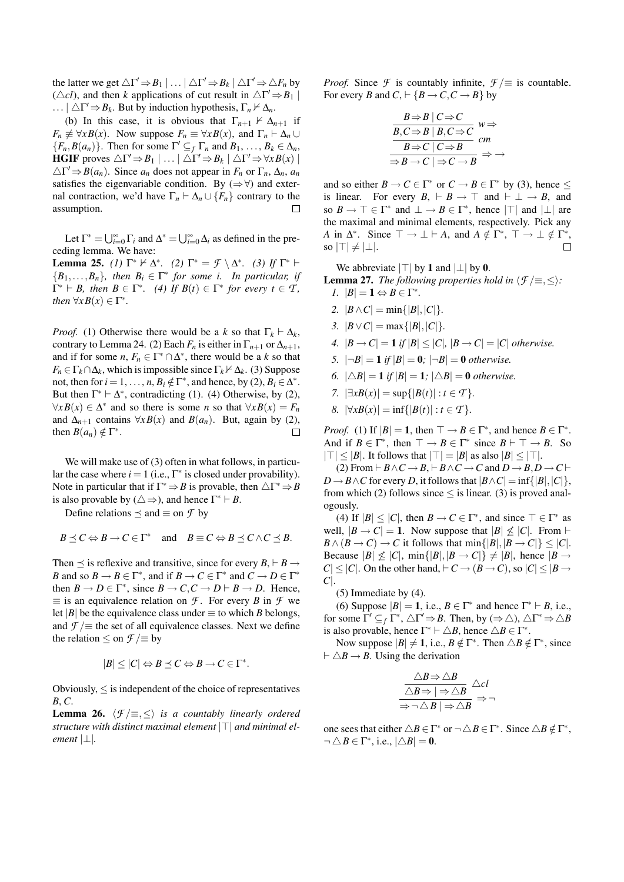the latter we get $\triangle\Gamma' \Rightarrow B_1 \mid \dots \mid \triangle\Gamma' \Rightarrow B_k \mid \triangle\Gamma' \Rightarrow \triangle F_n$ by $(\triangle cl)$, and then $k$ applications of cut result in $\triangle\Gamma' \Rightarrow B_1 \mid \dots \mid \triangle\Gamma' \Rightarrow B_k$. But by induction hypothesis, $\Gamma_n \nvdash \Delta_n$.

(b) In this case, it is obvious that $\Gamma_{n+1} \nvdash \Delta_{n+1}$ if $F_n \not\equiv \forall x B(x)$. Now suppose $F_n \equiv \forall x B(x)$, and $\Gamma_n \vdash \Delta_n \cup \{F_n, B(a_n)\}$. Then for some $\Gamma' \subseteq_f \Gamma_n$ and $B_1, \dots, B_k \in \Delta_n$, **HGIF** proves $\triangle\Gamma' \Rightarrow B_1 \mid \dots \mid \triangle\Gamma' \Rightarrow B_k \mid \triangle\Gamma' \Rightarrow \forall x B(x) \mid \triangle\Gamma' \Rightarrow B(a_n)$. Since $a_n$ does not appear in $F_n$ or $\Gamma_n$, $\Delta_n$, $a_n$ satisfies the eigenvariable condition. By $(\Rightarrow\forall)$ and external contraction, we'd have $\Gamma_n \vdash \Delta_n \cup \{F_n\}$ contrary to the assumption. $\square$

Let $\Gamma^* = \bigcup_{i=0}^{\infty} \Gamma_i$ and $\Delta^* = \bigcup_{i=0}^{\infty} \Delta_i$ as defined in the preceding lemma. We have:

**Lemma 25.** *(1) $\Gamma^* \nvdash \Delta^*$. (2) $\Gamma^* = \mathcal{F} \setminus \Delta^*$. (3) If $\Gamma^* \vdash \{B_1, \dots, B_n\}$, then $B_i \in \Gamma^*$ for some $i$. In particular, if $\Gamma^* \vdash B$, then $B \in \Gamma^*$. (4) If $B(t) \in \Gamma^*$ for every $t \in \mathcal{T}$, then $\forall x B(x) \in \Gamma^*$.*

*Proof.* (1) Otherwise there would be a $k$ so that $\Gamma_k \vdash \Delta_k$, contrary to Lemma 24. (2) Each $F_n$ is either in $\Gamma_{n+1}$ or $\Delta_{n+1}$, and if for some $n$, $F_n \in \Gamma^* \cap \Delta^*$, there would be a $k$ so that $F_n \in \Gamma_k \cap \Delta_k$, which is impossible since $\Gamma_k \nvdash \Delta_k$. (3) Suppose not, then for $i = 1, \dots, n$, $B_i \notin \Gamma^*$, and hence, by (2), $B_i \in \Delta^*$. But then $\Gamma^* \vdash \Delta^*$, contradicting (1). (4) Otherwise, by (2), $\forall x B(x) \in \Delta^*$ and so there is some $n$ so that $\forall x B(x) = F_n$ and $\Delta_{n+1}$ contains $\forall x B(x)$ and $B(a_n)$. But, again by (2), then $B(a_n) \notin \Gamma^*$. $\square$

We will make use of (3) often in what follows, in particular the case where $i = 1$ (i.e., $\Gamma^*$ is closed under provability). Note in particular that if $\Gamma^* \Rightarrow B$ is provable, then $\triangle\Gamma^* \Rightarrow B$ is also provable by $(\triangle\Rightarrow)$, and hence $\Gamma^* \vdash B$.

Define relations $\preceq$ and $\equiv$ on $\mathcal{F}$ by

$$B \preceq C \Leftrightarrow B \to C \in \Gamma^* \quad \text{and} \quad B \equiv C \Leftrightarrow B \preceq C \wedge C \preceq B.$$

Then $\preceq$ is reflexive and transitive, since for every $B$, $\vdash B \to B$ and so $B \to B \in \Gamma^*$, and if $B \to C \in \Gamma^*$ and $C \to D \in \Gamma^*$ then $B \to D \in \Gamma^*$, since $B \to C, C \to D \vdash B \to D$. Hence, $\equiv$ is an equivalence relation on $\mathcal{F}$. For every $B$ in $\mathcal{F}$ we let $|B|$ be the equivalence class under $\equiv$ to which $B$ belongs, and $\mathcal{F}/\equiv$ the set of all equivalence classes. Next we define the relation $\leq$ on $\mathcal{F}/\equiv$ by

$$|B| \leq |C| \Leftrightarrow B \preceq C \Leftrightarrow B \to C \in \Gamma^*.$$

Obviously, $\leq$ is independent of the choice of representatives $B$, $C$.

**Lemma 26.** *$\langle \mathcal{F}/\equiv, \leq \rangle$ is a countably linearly ordered structure with distinct maximal element $|\top|$ and minimal element $|\bot|$.*

*Proof.* Since $\mathcal{F}$ is countably infinite, $\mathcal{F}/\equiv$ is countable. For every $B$ and $C$, $\vdash \{B \to C, C \to B\}$ by

$$\dfrac{\dfrac{\dfrac{B \Rightarrow B \mid C \Rightarrow C}{B, C \Rightarrow B \mid B, C \Rightarrow C}\; w\Rightarrow}{B \Rightarrow C \mid C \Rightarrow B}\; cm}{\Rightarrow B \to C \mid \Rightarrow C \to B}\; \Rightarrow\to$$

and so either $B \to C \in \Gamma^*$ or $C \to B \in \Gamma^*$ by (3), hence $\leq$ is linear. For every $B$, $\vdash B \to \top$ and $\vdash \bot \to B$, and so $B \to \top \in \Gamma^*$ and $\bot \to B \in \Gamma^*$, hence $|\top|$ and $|\bot|$ are the maximal and minimal elements, respectively. Pick any $A$ in $\Delta^*$. Since $\top \to \bot \vdash A$, and $A \notin \Gamma^*$, $\top \to \bot \notin \Gamma^*$, so $|\top| \neq |\bot|$. $\square$

We abbreviate $|\top|$ by $\mathbf{1}$ and $|\bot|$ by $\mathbf{0}$.

**Lemma 27.** *The following properties hold in $\langle \mathcal{F}/\equiv, \leq \rangle$:*

1. *$|B| = \mathbf{1} \Leftrightarrow B \in \Gamma^*$.*
2. *$|B \wedge C| = \min\{|B|, |C|\}$.*
3. *$|B \vee C| = \max\{|B|, |C|\}$.*
4. *$|B \to C| = \mathbf{1}$ if $|B| \leq |C|$, $|B \to C| = |C|$ otherwise.*
5. *$|\neg B| = \mathbf{1}$ if $|B| = \mathbf{0}$; $|\neg B| = \mathbf{0}$ otherwise.*
6. *$|\triangle B| = \mathbf{1}$ if $|B| = \mathbf{1}$; $|\triangle B| = \mathbf{0}$ otherwise.*
7. *$|\exists x B(x)| = \sup\{|B(t)| : t \in \mathcal{T}\}$.*
8. *$|\forall x B(x)| = \inf\{|B(t)| : t \in \mathcal{T}\}$.*

*Proof.* (1) If $|B| = \mathbf{1}$, then $\top \to B \in \Gamma^*$, and hence $B \in \Gamma^*$. And if $B \in \Gamma^*$, then $\top \to B \in \Gamma^*$ since $B \vdash \top \to B$. So $|\top| \leq |B|$. It follows that $|\top| = |B|$ as also $|B| \leq |\top|$.

(2) From $\vdash B \wedge C \to B$, $\vdash B \wedge C \to C$ and $D \to B, D \to C \vdash D \to B \wedge C$ for every $D$, it follows that $|B \wedge C| = \inf\{|B|, |C|\}$, from which (2) follows since $\leq$ is linear. (3) is proved analogously.

(4) If $|B| \leq |C|$, then $B \to C \in \Gamma^*$, and since $\top \in \Gamma^*$ as well, $|B \to C| = \mathbf{1}$. Now suppose that $|B| \not\leq |C|$. From $\vdash B \wedge (B \to C) \to C$ it follows that $\min\{|B|, |B \to C|\} \leq |C|$. Because $|B| \not\leq |C|$, $\min\{|B|, |B \to C|\} \neq |B|$, hence $|B \to C| \leq |C|$. On the other hand, $\vdash C \to (B \to C)$, so $|C| \leq |B \to C|$.

(5) Immediate by (4).

(6) Suppose $|B| = \mathbf{1}$, i.e., $B \in \Gamma^*$ and hence $\Gamma^* \vdash B$, i.e., for some $\Gamma' \subseteq_f \Gamma^*$, $\triangle\Gamma' \Rightarrow B$. Then, by $(\Rightarrow\triangle)$, $\triangle\Gamma^* \Rightarrow \triangle B$ is also provable, hence $\Gamma^* \vdash \triangle B$, hence $\triangle B \in \Gamma^*$.

Now suppose $|B| \neq \mathbf{1}$, i.e., $B \notin \Gamma^*$. Then $\triangle B \notin \Gamma^*$, since $\vdash \triangle B \to B$. Using the derivation

$$\dfrac{\dfrac{\triangle B \Rightarrow \triangle B}{\triangle B \Rightarrow \mid \Rightarrow \triangle B}\; \triangle cl}{\Rightarrow \neg\triangle B \mid \Rightarrow \triangle B}\; \Rightarrow\neg$$

one sees that either $\triangle B \in \Gamma^*$ or $\neg\triangle B \in \Gamma^*$. Since $\triangle B \notin \Gamma^*$, $\neg\triangle B \in \Gamma^*$, i.e., $|\triangle B| = \mathbf{0}$.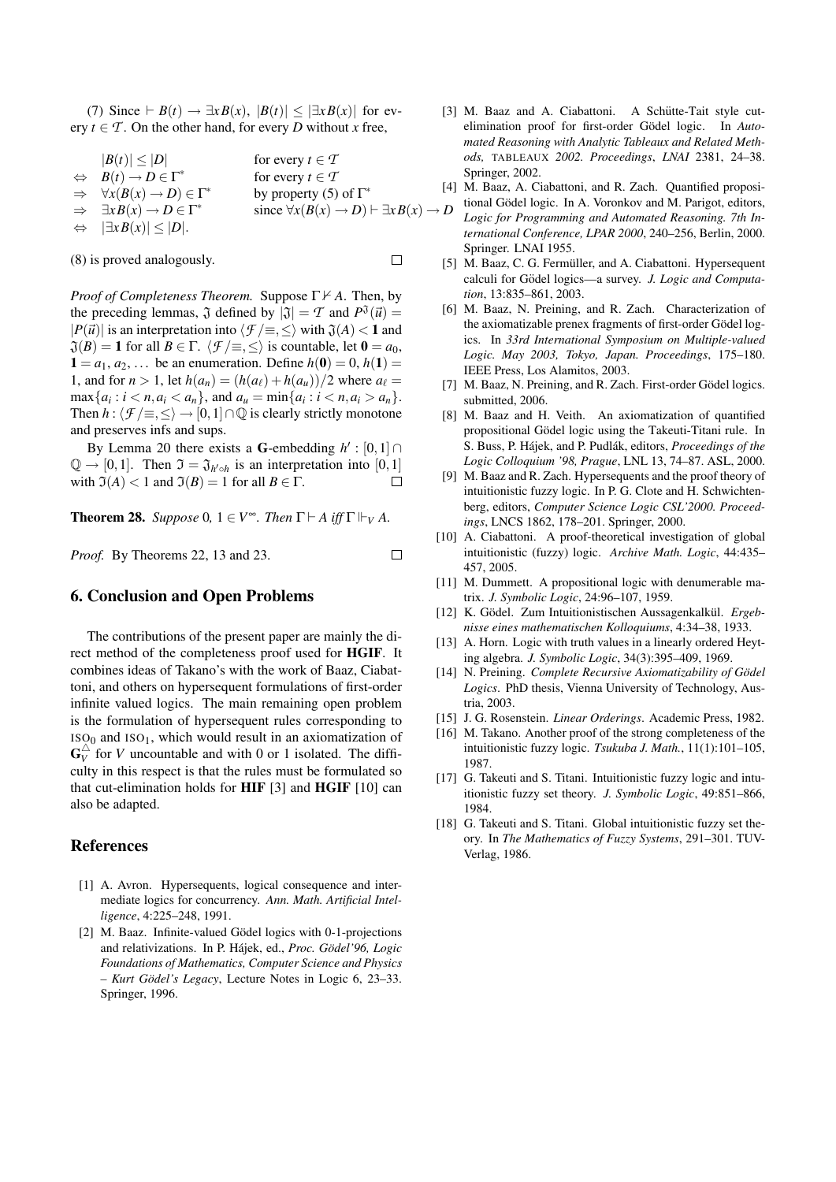(7) Since $\vdash B(t) \to \exists x B(x)$, $|B(t)| \leq |\exists x B(x)|$ for every $t \in \mathcal{T}$. On the other hand, for every $D$ without $x$ free,

$$\begin{array}{lll} & |B(t)| \leq |D| & \text{for every } t \in \mathcal{T} \\ \Leftrightarrow & B(t) \to D \in \Gamma^* & \text{for every } t \in \mathcal{T} \\ \Rightarrow & \forall x(B(x) \to D) \in \Gamma^* & \text{by property (5) of } \Gamma^* \\ \Rightarrow & \exists x B(x) \to D \in \Gamma^* & \text{since } \forall x(B(x) \to D) \vdash \exists x B(x) \to D \\ \Leftrightarrow & |\exists x B(x)| \leq |D|. & \end{array}$$

(8) is proved analogously. $\square$

*Proof of Completeness Theorem.* Suppose $\Gamma \nvdash A$. Then, by the preceding lemmas, $\mathfrak{J}$ defined by $|\mathfrak{J}| = \mathcal{T}$ and $P^{\mathfrak{J}}(\vec{u}) = |P(\vec{u})|$ is an interpretation into $\langle \mathcal{F}/\equiv, \leq \rangle$ with $\mathfrak{J}(A) < \mathbf{1}$ and $\mathfrak{J}(B) = \mathbf{1}$ for all $B \in \Gamma$. $\langle \mathcal{F}/\equiv, \leq \rangle$ is countable, let $\mathbf{0} = a_0$, $\mathbf{1} = a_1, a_2, \ldots$ be an enumeration. Define $h(\mathbf{0}) = 0$, $h(\mathbf{1}) = 1$, and for $n > 1$, let $h(a_n) = (h(a_\ell) + h(a_u))/2$ where $a_\ell = \max\{a_i : i < n, a_i < a_n\}$, and $a_u = \min\{a_i : i < n, a_i > a_n\}$. Then $h : \langle \mathcal{F}/\equiv, \leq \rangle \to [0,1] \cap \mathbb{Q}$ is clearly strictly monotone and preserves infs and sups.

By Lemma 20 there exists a **G**-embedding $h' : [0,1] \cap \mathbb{Q} \to [0,1]$. Then $\mathfrak{I} = \mathfrak{J}_{h' \circ h}$ is an interpretation into $[0,1]$ with $\mathfrak{I}(A) < 1$ and $\mathfrak{I}(B) = 1$ for all $B \in \Gamma$. $\square$

**Theorem 28.** *Suppose* $0$, $1 \in V^\infty$. *Then* $\Gamma \vdash A$ *iff* $\Gamma \Vdash_V A$.

*Proof.* By Theorems 22, 13 and 23. $\square$

## 6. Conclusion and Open Problems

The contributions of the present paper are mainly the direct method of the completeness proof used for **HGIF**. It combines ideas of Takano's with the work of Baaz, Ciabattoni, and others on hypersequent formulations of first-order infinite valued logics. The main remaining open problem is the formulation of hypersequent rules corresponding to $\text{ISO}_0$ and $\text{ISO}_1$, which would result in an axiomatization of $\mathbf{G}_V^\triangle$ for $V$ uncountable and with 0 or 1 isolated. The difficulty in this respect is that the rules must be formulated so that cut-elimination holds for **HIF** [3] and **HGIF** [10] can also be adapted.

## References

[1] A. Avron. Hypersequents, logical consequence and intermediate logics for concurrency. *Ann. Math. Artificial Intelligence*, 4:225–248, 1991.

[2] M. Baaz. Infinite-valued Gödel logics with 0-1-projections and relativizations. In P. Hájek, ed., *Proc. Gödel'96, Logic Foundations of Mathematics, Computer Science and Physics – Kurt Gödel's Legacy*, Lecture Notes in Logic 6, 23–33. Springer, 1996.

[3] M. Baaz and A. Ciabattoni. A Schütte-Tait style cut-elimination proof for first-order Gödel logic. In *Automated Reasoning with Analytic Tableaux and Related Methods,* TABLEAUX *2002. Proceedings*, *LNAI* 2381, 24–38. Springer, 2002.

[4] M. Baaz, A. Ciabattoni, and R. Zach. Quantified propositional Gödel logic. In A. Voronkov and M. Parigot, editors, *Logic for Programming and Automated Reasoning. 7th International Conference, LPAR 2000*, 240–256, Berlin, 2000. Springer. LNAI 1955.

[5] M. Baaz, C. G. Fermüller, and A. Ciabattoni. Hypersequent calculi for Gödel logics—a survey. *J. Logic and Computation*, 13:835–861, 2003.

[6] M. Baaz, N. Preining, and R. Zach. Characterization of the axiomatizable prenex fragments of first-order Gödel logics. In *33rd International Symposium on Multiple-valued Logic. May 2003, Tokyo, Japan. Proceedings*, 175–180. IEEE Press, Los Alamitos, 2003.

[7] M. Baaz, N. Preining, and R. Zach. First-order Gödel logics. submitted, 2006.

[8] M. Baaz and H. Veith. An axiomatization of quantified propositional Gödel logic using the Takeuti-Titani rule. In S. Buss, P. Hájek, and P. Pudlák, editors, *Proceedings of the Logic Colloquium '98, Prague*, LNL 13, 74–87. ASL, 2000.

[9] M. Baaz and R. Zach. Hypersequents and the proof theory of intuitionistic fuzzy logic. In P. G. Clote and H. Schwichtenberg, editors, *Computer Science Logic CSL'2000. Proceedings*, LNCS 1862, 178–201. Springer, 2000.

[10] A. Ciabattoni. A proof-theoretical investigation of global intuitionistic (fuzzy) logic. *Archive Math. Logic*, 44:435–457, 2005.

[11] M. Dummett. A propositional logic with denumerable matrix. *J. Symbolic Logic*, 24:96–107, 1959.

[12] K. Gödel. Zum Intuitionistischen Aussagenkalkül. *Ergebnisse eines mathematischen Kolloquiums*, 4:34–38, 1933.

[13] A. Horn. Logic with truth values in a linearly ordered Heyting algebra. *J. Symbolic Logic*, 34(3):395–409, 1969.

[14] N. Preining. *Complete Recursive Axiomatizability of Gödel Logics*. PhD thesis, Vienna University of Technology, Austria, 2003.

[15] J. G. Rosenstein. *Linear Orderings*. Academic Press, 1982.

[16] M. Takano. Another proof of the strong completeness of the intuitionistic fuzzy logic. *Tsukuba J. Math.*, 11(1):101–105, 1987.

[17] G. Takeuti and S. Titani. Intuitionistic fuzzy logic and intuitionistic fuzzy set theory. *J. Symbolic Logic*, 49:851–866, 1984.

[18] G. Takeuti and S. Titani. Global intuitionistic fuzzy set theory. In *The Mathematics of Fuzzy Systems*, 291–301. TUV-Verlag, 1986.